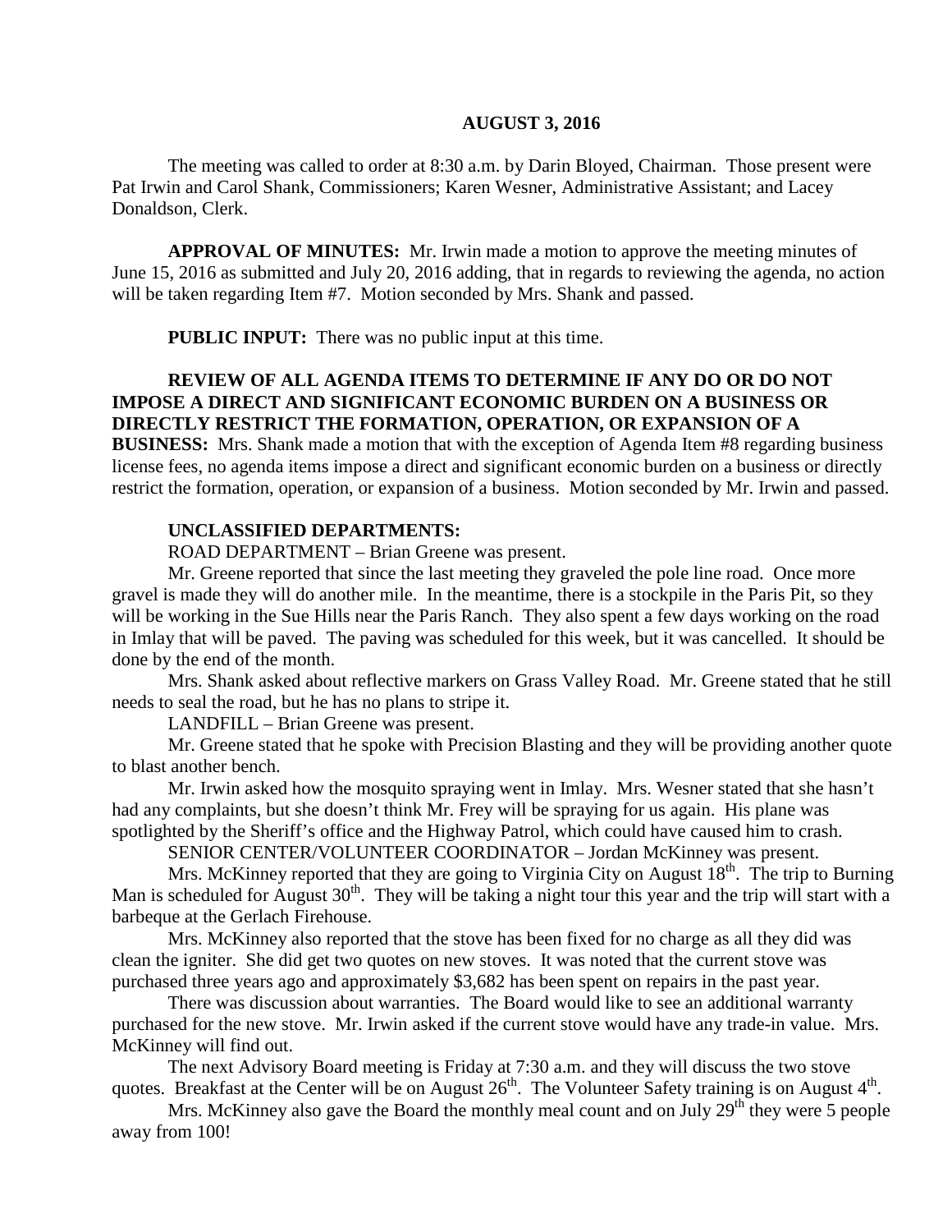**AUGUST 3, 2016**

The meeting was called to order at 8:30 a.m. by Darin Bloyed, Chairman. Those present were Pat Irwin and Carol Shank, Commissioners; Karen Wesner, Administrative Assistant; and Lacey Donaldson, Clerk.

**APPROVAL OF MINUTES:** Mr. Irwin made a motion to approve the meeting minutes of June 15, 2016 as submitted and July 20, 2016 adding, that in regards to reviewing the agenda, no action will be taken regarding Item #7. Motion seconded by Mrs. Shank and passed.

**PUBLIC INPUT:** There was no public input at this time.

**REVIEW OF ALL AGENDA ITEMS TO DETERMINE IF ANY DO OR DO NOT IMPOSE A DIRECT AND SIGNIFICANT ECONOMIC BURDEN ON A BUSINESS OR DIRECTLY RESTRICT THE FORMATION, OPERATION, OR EXPANSION OF A BUSINESS:** Mrs. Shank made a motion that with the exception of Agenda Item #8 regarding business license fees, no agenda items impose a direct and significant economic burden on a business or directly restrict the formation, operation, or expansion of a business. Motion seconded by Mr. Irwin and passed.

**UNCLASSIFIED DEPARTMENTS:**

ROAD DEPARTMENT – Brian Greene was present.

Mr. Greene reported that since the last meeting they graveled the pole line road. Once more gravel is made they will do another mile. In the meantime, there is a stockpile in the Paris Pit, so they will be working in the Sue Hills near the Paris Ranch. They also spent a few days working on the road in Imlay that will be paved. The paving was scheduled for this week, but it was cancelled. It should be done by the end of the month.

Mrs. Shank asked about reflective markers on Grass Valley Road. Mr. Greene stated that he still needs to seal the road, but he has no plans to stripe it.

LANDFILL – Brian Greene was present.

Mr. Greene stated that he spoke with Precision Blasting and they will be providing another quote to blast another bench.

Mr. Irwin asked how the mosquito spraying went in Imlay. Mrs. Wesner stated that she hasn't had any complaints, but she doesn't think Mr. Frey will be spraying for us again. His plane was spotlighted by the Sheriff's office and the Highway Patrol, which could have caused him to crash.

SENIOR CENTER/VOLUNTEER COORDINATOR – Jordan McKinney was present.

Mrs. McKinney reported that they are going to Virginia City on August 18th. The trip to Burning Man is scheduled for August 30th. They will be taking a night tour this year and the trip will start with a barbeque at the Gerlach Firehouse.

Mrs. McKinney also reported that the stove has been fixed for no charge as all they did was clean the igniter. She did get two quotes on new stoves. It was noted that the current stove was purchased three years ago and approximately $3,682 has been spent on repairs in the past year.

There was discussion about warranties. The Board would like to see an additional warranty purchased for the new stove. Mr. Irwin asked if the current stove would have any trade-in value. Mrs. McKinney will find out.

The next Advisory Board meeting is Friday at 7:30 a.m. and they will discuss the two stove quotes. Breakfast at the Center will be on August 26th. The Volunteer Safety training is on August 4th.

Mrs. McKinney also gave the Board the monthly meal count and on July 29th they were 5 people away from 100!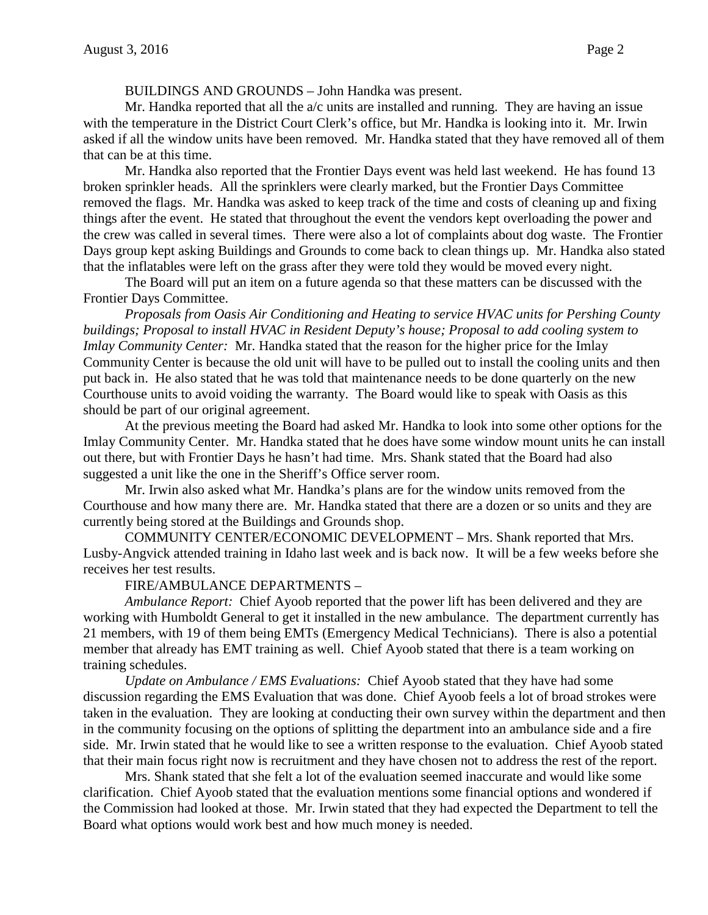BUILDINGS AND GROUNDS – John Handka was present.

Mr. Handka reported that all the a/c units are installed and running. They are having an issue with the temperature in the District Court Clerk's office, but Mr. Handka is looking into it. Mr. Irwin asked if all the window units have been removed. Mr. Handka stated that they have removed all of them that can be at this time.

Mr. Handka also reported that the Frontier Days event was held last weekend. He has found 13 broken sprinkler heads. All the sprinklers were clearly marked, but the Frontier Days Committee removed the flags. Mr. Handka was asked to keep track of the time and costs of cleaning up and fixing things after the event. He stated that throughout the event the vendors kept overloading the power and the crew was called in several times. There were also a lot of complaints about dog waste. The Frontier Days group kept asking Buildings and Grounds to come back to clean things up. Mr. Handka also stated that the inflatables were left on the grass after they were told they would be moved every night.

The Board will put an item on a future agenda so that these matters can be discussed with the Frontier Days Committee.

*Proposals from Oasis Air Conditioning and Heating to service HVAC units for Pershing County buildings; Proposal to install HVAC in Resident Deputy's house; Proposal to add cooling system to Imlay Community Center:* Mr. Handka stated that the reason for the higher price for the Imlay Community Center is because the old unit will have to be pulled out to install the cooling units and then put back in. He also stated that he was told that maintenance needs to be done quarterly on the new Courthouse units to avoid voiding the warranty. The Board would like to speak with Oasis as this should be part of our original agreement.

At the previous meeting the Board had asked Mr. Handka to look into some other options for the Imlay Community Center. Mr. Handka stated that he does have some window mount units he can install out there, but with Frontier Days he hasn't had time. Mrs. Shank stated that the Board had also suggested a unit like the one in the Sheriff's Office server room.

Mr. Irwin also asked what Mr. Handka's plans are for the window units removed from the Courthouse and how many there are. Mr. Handka stated that there are a dozen or so units and they are currently being stored at the Buildings and Grounds shop.

COMMUNITY CENTER/ECONOMIC DEVELOPMENT – Mrs. Shank reported that Mrs. Lusby-Angvick attended training in Idaho last week and is back now. It will be a few weeks before she receives her test results.

FIRE/AMBULANCE DEPARTMENTS –

*Ambulance Report:* Chief Ayoob reported that the power lift has been delivered and they are working with Humboldt General to get it installed in the new ambulance. The department currently has 21 members, with 19 of them being EMTs (Emergency Medical Technicians). There is also a potential member that already has EMT training as well. Chief Ayoob stated that there is a team working on training schedules.

*Update on Ambulance / EMS Evaluations:* Chief Ayoob stated that they have had some discussion regarding the EMS Evaluation that was done. Chief Ayoob feels a lot of broad strokes were taken in the evaluation. They are looking at conducting their own survey within the department and then in the community focusing on the options of splitting the department into an ambulance side and a fire side. Mr. Irwin stated that he would like to see a written response to the evaluation. Chief Ayoob stated that their main focus right now is recruitment and they have chosen not to address the rest of the report.

Mrs. Shank stated that she felt a lot of the evaluation seemed inaccurate and would like some clarification. Chief Ayoob stated that the evaluation mentions some financial options and wondered if the Commission had looked at those. Mr. Irwin stated that they had expected the Department to tell the Board what options would work best and how much money is needed.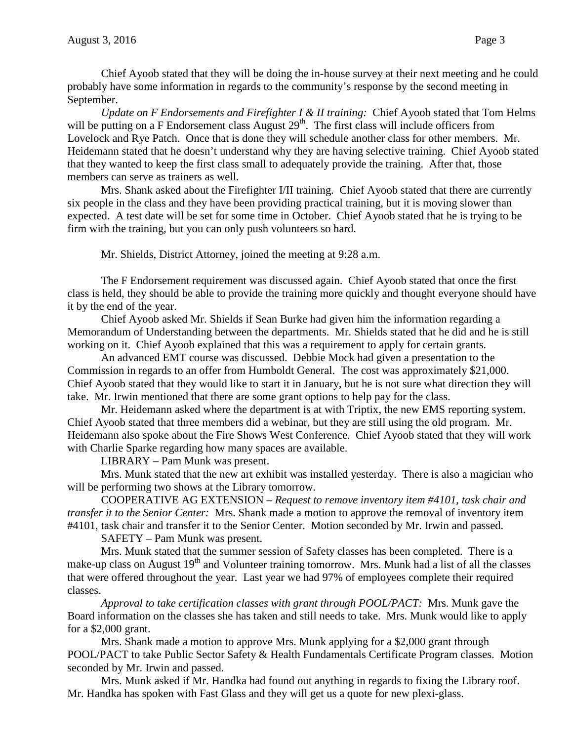Chief Ayoob stated that they will be doing the in-house survey at their next meeting and he could probably have some information in regards to the community's response by the second meeting in September.

*Update on F Endorsements and Firefighter I & II training:* Chief Ayoob stated that Tom Helms will be putting on a F Endorsement class August 29th. The first class will include officers from Lovelock and Rye Patch. Once that is done they will schedule another class for other members. Mr. Heidemann stated that he doesn't understand why they are having selective training. Chief Ayoob stated that they wanted to keep the first class small to adequately provide the training. After that, those members can serve as trainers as well.

Mrs. Shank asked about the Firefighter I/II training. Chief Ayoob stated that there are currently six people in the class and they have been providing practical training, but it is moving slower than expected. A test date will be set for some time in October. Chief Ayoob stated that he is trying to be firm with the training, but you can only push volunteers so hard.

Mr. Shields, District Attorney, joined the meeting at 9:28 a.m.

The F Endorsement requirement was discussed again. Chief Ayoob stated that once the first class is held, they should be able to provide the training more quickly and thought everyone should have it by the end of the year.

Chief Ayoob asked Mr. Shields if Sean Burke had given him the information regarding a Memorandum of Understanding between the departments. Mr. Shields stated that he did and he is still working on it. Chief Ayoob explained that this was a requirement to apply for certain grants.

An advanced EMT course was discussed. Debbie Mock had given a presentation to the Commission in regards to an offer from Humboldt General. The cost was approximately $21,000. Chief Ayoob stated that they would like to start it in January, but he is not sure what direction they will take. Mr. Irwin mentioned that there are some grant options to help pay for the class.

Mr. Heidemann asked where the department is at with Triptix, the new EMS reporting system. Chief Ayoob stated that three members did a webinar, but they are still using the old program. Mr. Heidemann also spoke about the Fire Shows West Conference. Chief Ayoob stated that they will work with Charlie Sparke regarding how many spaces are available.

LIBRARY – Pam Munk was present.

Mrs. Munk stated that the new art exhibit was installed yesterday. There is also a magician who will be performing two shows at the Library tomorrow.

COOPERATIVE AG EXTENSION – *Request to remove inventory item #4101, task chair and transfer it to the Senior Center:* Mrs. Shank made a motion to approve the removal of inventory item #4101, task chair and transfer it to the Senior Center. Motion seconded by Mr. Irwin and passed.

SAFETY – Pam Munk was present.

Mrs. Munk stated that the summer session of Safety classes has been completed. There is a make-up class on August 19th and Volunteer training tomorrow. Mrs. Munk had a list of all the classes that were offered throughout the year. Last year we had 97% of employees complete their required classes.

*Approval to take certification classes with grant through POOL/PACT:* Mrs. Munk gave the Board information on the classes she has taken and still needs to take. Mrs. Munk would like to apply for a $2,000 grant.

Mrs. Shank made a motion to approve Mrs. Munk applying for a $2,000 grant through POOL/PACT to take Public Sector Safety & Health Fundamentals Certificate Program classes. Motion seconded by Mr. Irwin and passed.

Mrs. Munk asked if Mr. Handka had found out anything in regards to fixing the Library roof. Mr. Handka has spoken with Fast Glass and they will get us a quote for new plexi-glass.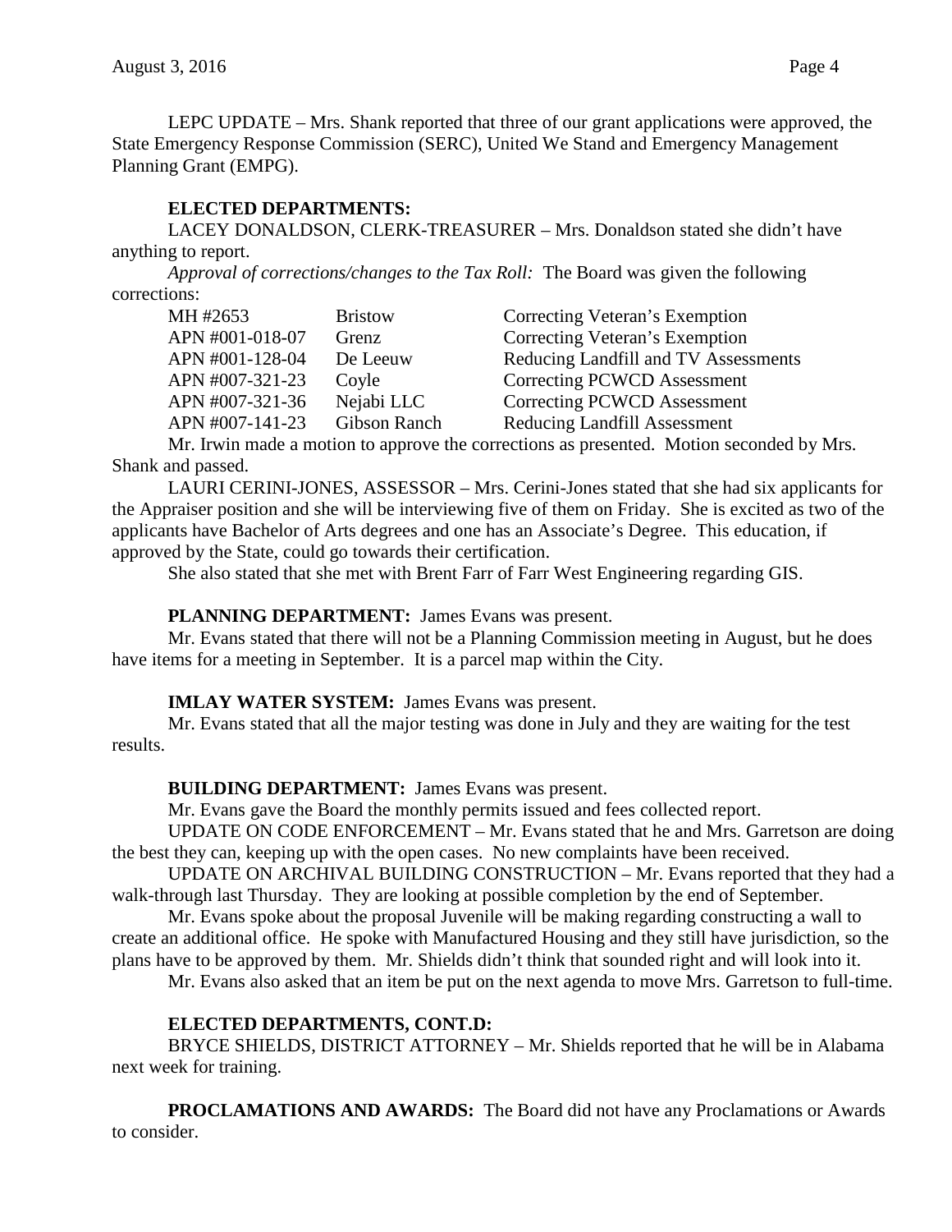LEPC UPDATE – Mrs. Shank reported that three of our grant applications were approved, the State Emergency Response Commission (SERC), United We Stand and Emergency Management Planning Grant (EMPG).

**ELECTED DEPARTMENTS:**

LACEY DONALDSON, CLERK-TREASURER – Mrs. Donaldson stated she didn't have anything to report.

*Approval of corrections/changes to the Tax Roll:* The Board was given the following corrections:

| | | |
|---|---|---|
| MH #2653 | Bristow | Correcting Veteran's Exemption |
| APN #001-018-07 | Grenz | Correcting Veteran's Exemption |
| APN #001-128-04 | De Leeuw | Reducing Landfill and TV Assessments |
| APN #007-321-23 | Coyle | Correcting PCWCD Assessment |
| APN #007-321-36 | Nejabi LLC | Correcting PCWCD Assessment |
| APN #007-141-23 | Gibson Ranch | Reducing Landfill Assessment |

Mr. Irwin made a motion to approve the corrections as presented. Motion seconded by Mrs. Shank and passed.

LAURI CERINI-JONES, ASSESSOR – Mrs. Cerini-Jones stated that she had six applicants for the Appraiser position and she will be interviewing five of them on Friday. She is excited as two of the applicants have Bachelor of Arts degrees and one has an Associate's Degree. This education, if approved by the State, could go towards their certification.

She also stated that she met with Brent Farr of Farr West Engineering regarding GIS.

**PLANNING DEPARTMENT:** James Evans was present.

Mr. Evans stated that there will not be a Planning Commission meeting in August, but he does have items for a meeting in September. It is a parcel map within the City.

**IMLAY WATER SYSTEM:** James Evans was present.

Mr. Evans stated that all the major testing was done in July and they are waiting for the test results.

**BUILDING DEPARTMENT:** James Evans was present.

Mr. Evans gave the Board the monthly permits issued and fees collected report.

UPDATE ON CODE ENFORCEMENT – Mr. Evans stated that he and Mrs. Garretson are doing the best they can, keeping up with the open cases. No new complaints have been received.

UPDATE ON ARCHIVAL BUILDING CONSTRUCTION – Mr. Evans reported that they had a walk-through last Thursday. They are looking at possible completion by the end of September.

Mr. Evans spoke about the proposal Juvenile will be making regarding constructing a wall to create an additional office. He spoke with Manufactured Housing and they still have jurisdiction, so the plans have to be approved by them. Mr. Shields didn't think that sounded right and will look into it.

Mr. Evans also asked that an item be put on the next agenda to move Mrs. Garretson to full-time.

**ELECTED DEPARTMENTS, CONT.D:**

BRYCE SHIELDS, DISTRICT ATTORNEY – Mr. Shields reported that he will be in Alabama next week for training.

**PROCLAMATIONS AND AWARDS:** The Board did not have any Proclamations or Awards to consider.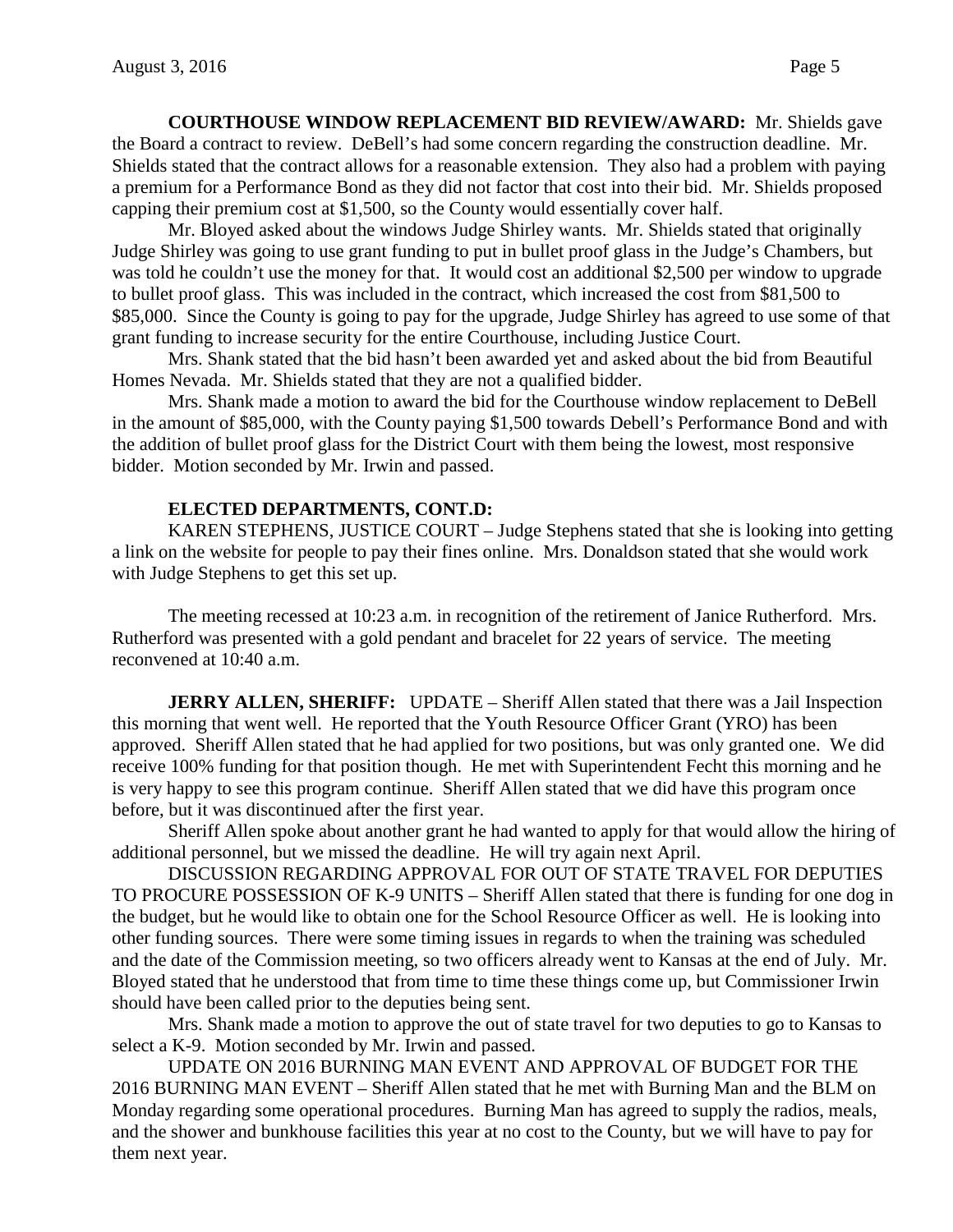**COURTHOUSE WINDOW REPLACEMENT BID REVIEW/AWARD:** Mr. Shields gave the Board a contract to review. DeBell's had some concern regarding the construction deadline. Mr. Shields stated that the contract allows for a reasonable extension. They also had a problem with paying a premium for a Performance Bond as they did not factor that cost into their bid. Mr. Shields proposed capping their premium cost at $1,500, so the County would essentially cover half.

Mr. Bloyed asked about the windows Judge Shirley wants. Mr. Shields stated that originally Judge Shirley was going to use grant funding to put in bullet proof glass in the Judge's Chambers, but was told he couldn't use the money for that. It would cost an additional $2,500 per window to upgrade to bullet proof glass. This was included in the contract, which increased the cost from $81,500 to $85,000. Since the County is going to pay for the upgrade, Judge Shirley has agreed to use some of that grant funding to increase security for the entire Courthouse, including Justice Court.

Mrs. Shank stated that the bid hasn't been awarded yet and asked about the bid from Beautiful Homes Nevada. Mr. Shields stated that they are not a qualified bidder.

Mrs. Shank made a motion to award the bid for the Courthouse window replacement to DeBell in the amount of $85,000, with the County paying $1,500 towards Debell's Performance Bond and with the addition of bullet proof glass for the District Court with them being the lowest, most responsive bidder. Motion seconded by Mr. Irwin and passed.

**ELECTED DEPARTMENTS, CONT.D:**

KAREN STEPHENS, JUSTICE COURT – Judge Stephens stated that she is looking into getting a link on the website for people to pay their fines online. Mrs. Donaldson stated that she would work with Judge Stephens to get this set up.

The meeting recessed at 10:23 a.m. in recognition of the retirement of Janice Rutherford. Mrs. Rutherford was presented with a gold pendant and bracelet for 22 years of service. The meeting reconvened at 10:40 a.m.

**JERRY ALLEN, SHERIFF:** UPDATE – Sheriff Allen stated that there was a Jail Inspection this morning that went well. He reported that the Youth Resource Officer Grant (YRO) has been approved. Sheriff Allen stated that he had applied for two positions, but was only granted one. We did receive 100% funding for that position though. He met with Superintendent Fecht this morning and he is very happy to see this program continue. Sheriff Allen stated that we did have this program once before, but it was discontinued after the first year.

Sheriff Allen spoke about another grant he had wanted to apply for that would allow the hiring of additional personnel, but we missed the deadline. He will try again next April.

DISCUSSION REGARDING APPROVAL FOR OUT OF STATE TRAVEL FOR DEPUTIES TO PROCURE POSSESSION OF K-9 UNITS – Sheriff Allen stated that there is funding for one dog in the budget, but he would like to obtain one for the School Resource Officer as well. He is looking into other funding sources. There were some timing issues in regards to when the training was scheduled and the date of the Commission meeting, so two officers already went to Kansas at the end of July. Mr. Bloyed stated that he understood that from time to time these things come up, but Commissioner Irwin should have been called prior to the deputies being sent.

Mrs. Shank made a motion to approve the out of state travel for two deputies to go to Kansas to select a K-9. Motion seconded by Mr. Irwin and passed.

UPDATE ON 2016 BURNING MAN EVENT AND APPROVAL OF BUDGET FOR THE 2016 BURNING MAN EVENT – Sheriff Allen stated that he met with Burning Man and the BLM on Monday regarding some operational procedures. Burning Man has agreed to supply the radios, meals, and the shower and bunkhouse facilities this year at no cost to the County, but we will have to pay for them next year.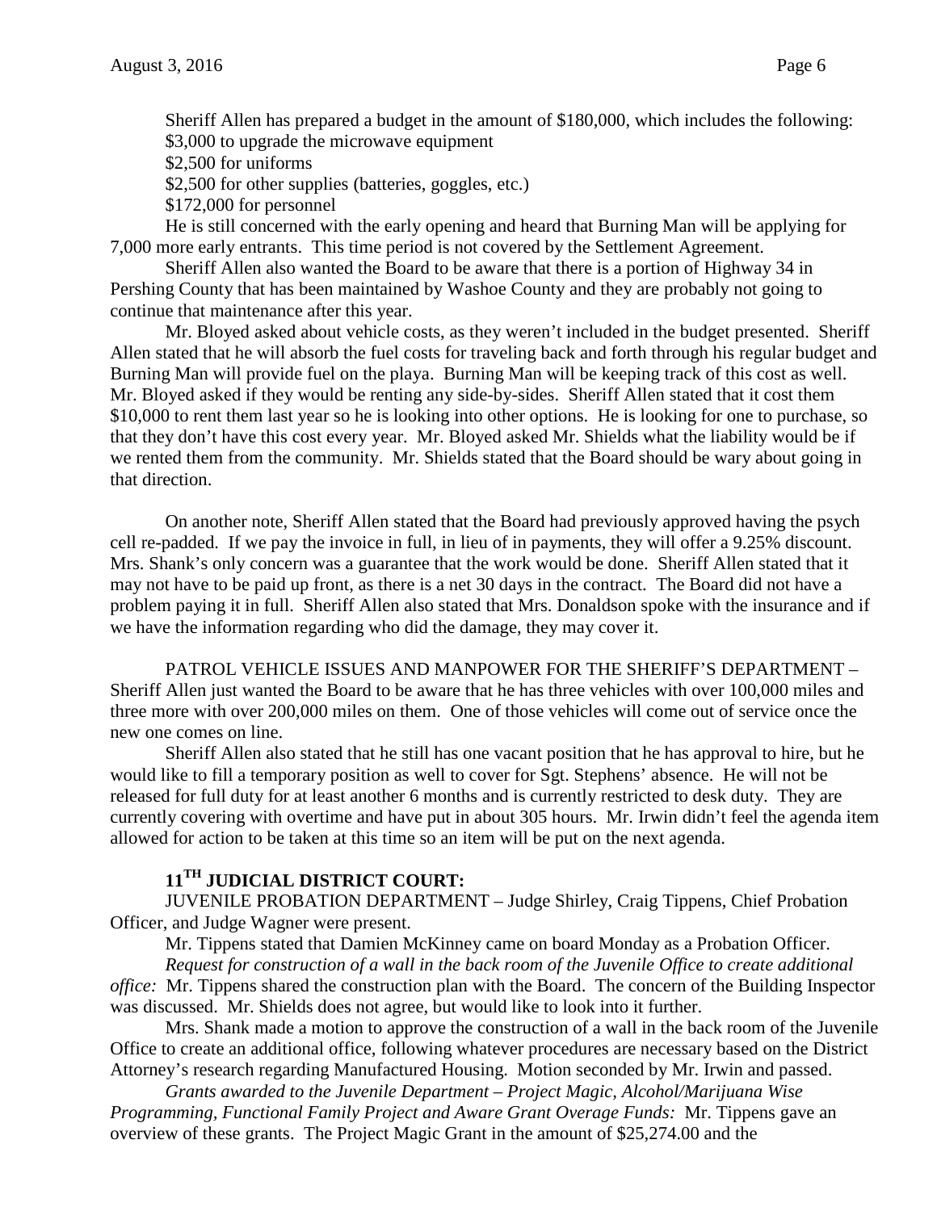Sheriff Allen has prepared a budget in the amount of $180,000, which includes the following:
$3,000 to upgrade the microwave equipment
$2,500 for uniforms
$2,500 for other supplies (batteries, goggles, etc.)
$172,000 for personnel

He is still concerned with the early opening and heard that Burning Man will be applying for 7,000 more early entrants. This time period is not covered by the Settlement Agreement.

Sheriff Allen also wanted the Board to be aware that there is a portion of Highway 34 in Pershing County that has been maintained by Washoe County and they are probably not going to continue that maintenance after this year.

Mr. Bloyed asked about vehicle costs, as they weren't included in the budget presented. Sheriff Allen stated that he will absorb the fuel costs for traveling back and forth through his regular budget and Burning Man will provide fuel on the playa. Burning Man will be keeping track of this cost as well. Mr. Bloyed asked if they would be renting any side-by-sides. Sheriff Allen stated that it cost them $10,000 to rent them last year so he is looking into other options. He is looking for one to purchase, so that they don't have this cost every year. Mr. Bloyed asked Mr. Shields what the liability would be if we rented them from the community. Mr. Shields stated that the Board should be wary about going in that direction.

On another note, Sheriff Allen stated that the Board had previously approved having the psych cell re-padded. If we pay the invoice in full, in lieu of in payments, they will offer a 9.25% discount. Mrs. Shank's only concern was a guarantee that the work would be done. Sheriff Allen stated that it may not have to be paid up front, as there is a net 30 days in the contract. The Board did not have a problem paying it in full. Sheriff Allen also stated that Mrs. Donaldson spoke with the insurance and if we have the information regarding who did the damage, they may cover it.

PATROL VEHICLE ISSUES AND MANPOWER FOR THE SHERIFF'S DEPARTMENT – Sheriff Allen just wanted the Board to be aware that he has three vehicles with over 100,000 miles and three more with over 200,000 miles on them. One of those vehicles will come out of service once the new one comes on line.

Sheriff Allen also stated that he still has one vacant position that he has approval to hire, but he would like to fill a temporary position as well to cover for Sgt. Stephens' absence. He will not be released for full duty for at least another 6 months and is currently restricted to desk duty. They are currently covering with overtime and have put in about 305 hours. Mr. Irwin didn't feel the agenda item allowed for action to be taken at this time so an item will be put on the next agenda.

## 11TH JUDICIAL DISTRICT COURT:

JUVENILE PROBATION DEPARTMENT – Judge Shirley, Craig Tippens, Chief Probation Officer, and Judge Wagner were present.

Mr. Tippens stated that Damien McKinney came on board Monday as a Probation Officer.

*Request for construction of a wall in the back room of the Juvenile Office to create additional office:* Mr. Tippens shared the construction plan with the Board. The concern of the Building Inspector was discussed. Mr. Shields does not agree, but would like to look into it further.

Mrs. Shank made a motion to approve the construction of a wall in the back room of the Juvenile Office to create an additional office, following whatever procedures are necessary based on the District Attorney's research regarding Manufactured Housing. Motion seconded by Mr. Irwin and passed.

*Grants awarded to the Juvenile Department – Project Magic, Alcohol/Marijuana Wise Programming, Functional Family Project and Aware Grant Overage Funds:* Mr. Tippens gave an overview of these grants. The Project Magic Grant in the amount of $25,274.00 and the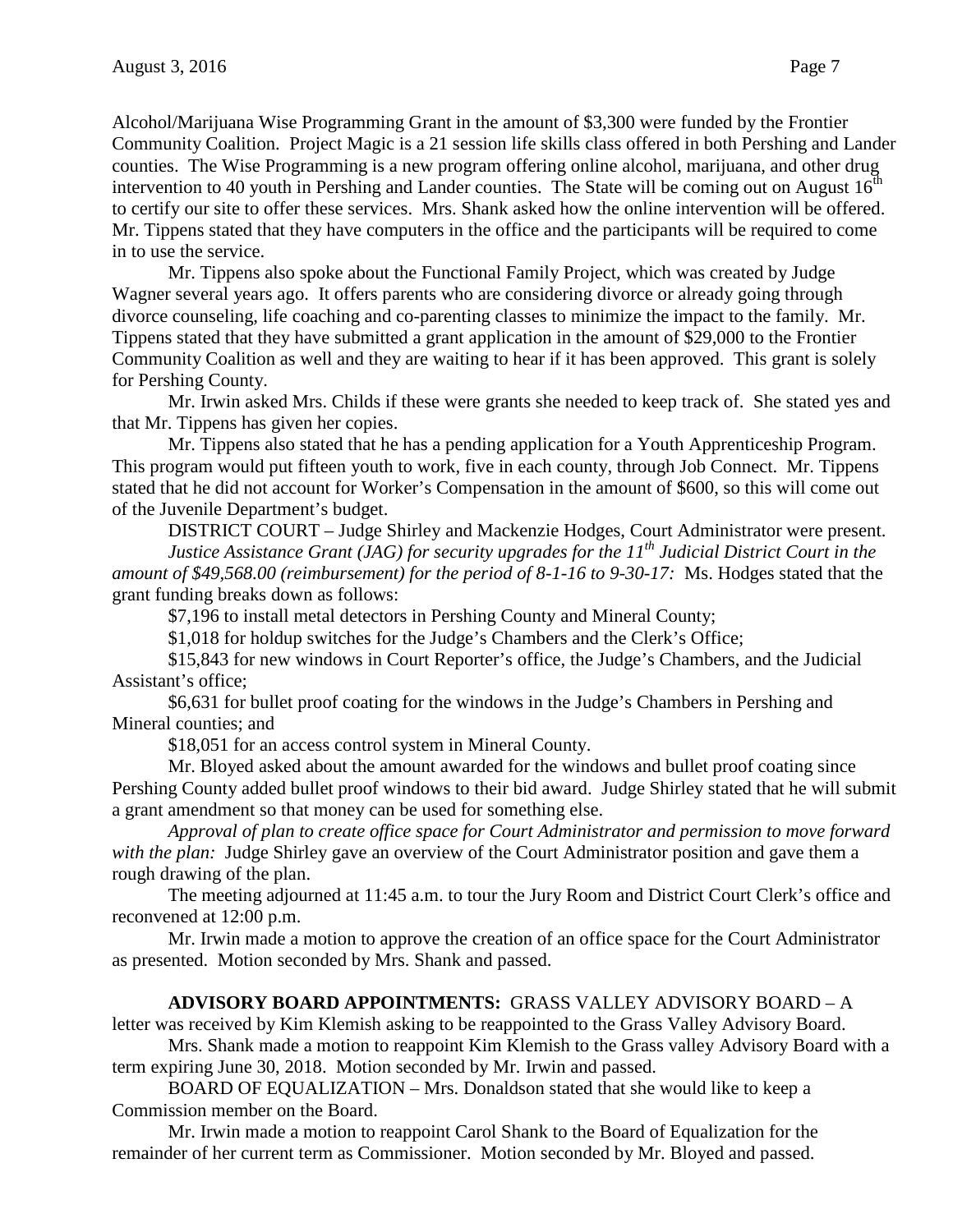Alcohol/Marijuana Wise Programming Grant in the amount of $3,300 were funded by the Frontier Community Coalition. Project Magic is a 21 session life skills class offered in both Pershing and Lander counties. The Wise Programming is a new program offering online alcohol, marijuana, and other drug intervention to 40 youth in Pershing and Lander counties. The State will be coming out on August 16th to certify our site to offer these services. Mrs. Shank asked how the online intervention will be offered. Mr. Tippens stated that they have computers in the office and the participants will be required to come in to use the service.

Mr. Tippens also spoke about the Functional Family Project, which was created by Judge Wagner several years ago. It offers parents who are considering divorce or already going through divorce counseling, life coaching and co-parenting classes to minimize the impact to the family. Mr. Tippens stated that they have submitted a grant application in the amount of $29,000 to the Frontier Community Coalition as well and they are waiting to hear if it has been approved. This grant is solely for Pershing County.

Mr. Irwin asked Mrs. Childs if these were grants she needed to keep track of. She stated yes and that Mr. Tippens has given her copies.

Mr. Tippens also stated that he has a pending application for a Youth Apprenticeship Program. This program would put fifteen youth to work, five in each county, through Job Connect. Mr. Tippens stated that he did not account for Worker's Compensation in the amount of $600, so this will come out of the Juvenile Department's budget.

DISTRICT COURT – Judge Shirley and Mackenzie Hodges, Court Administrator were present.

*Justice Assistance Grant (JAG) for security upgrades for the 11th Judicial District Court in the amount of $49,568.00 (reimbursement) for the period of 8-1-16 to 9-30-17:* Ms. Hodges stated that the grant funding breaks down as follows:

$7,196 to install metal detectors in Pershing County and Mineral County;

$1,018 for holdup switches for the Judge's Chambers and the Clerk's Office;

$15,843 for new windows in Court Reporter's office, the Judge's Chambers, and the Judicial Assistant's office;

$6,631 for bullet proof coating for the windows in the Judge's Chambers in Pershing and Mineral counties; and

$18,051 for an access control system in Mineral County.

Mr. Bloyed asked about the amount awarded for the windows and bullet proof coating since Pershing County added bullet proof windows to their bid award. Judge Shirley stated that he will submit a grant amendment so that money can be used for something else.

*Approval of plan to create office space for Court Administrator and permission to move forward with the plan:* Judge Shirley gave an overview of the Court Administrator position and gave them a rough drawing of the plan.

The meeting adjourned at 11:45 a.m. to tour the Jury Room and District Court Clerk's office and reconvened at 12:00 p.m.

Mr. Irwin made a motion to approve the creation of an office space for the Court Administrator as presented. Motion seconded by Mrs. Shank and passed.

**ADVISORY BOARD APPOINTMENTS:** GRASS VALLEY ADVISORY BOARD – A letter was received by Kim Klemish asking to be reappointed to the Grass Valley Advisory Board.

Mrs. Shank made a motion to reappoint Kim Klemish to the Grass valley Advisory Board with a term expiring June 30, 2018. Motion seconded by Mr. Irwin and passed.

BOARD OF EQUALIZATION – Mrs. Donaldson stated that she would like to keep a Commission member on the Board.

Mr. Irwin made a motion to reappoint Carol Shank to the Board of Equalization for the remainder of her current term as Commissioner. Motion seconded by Mr. Bloyed and passed.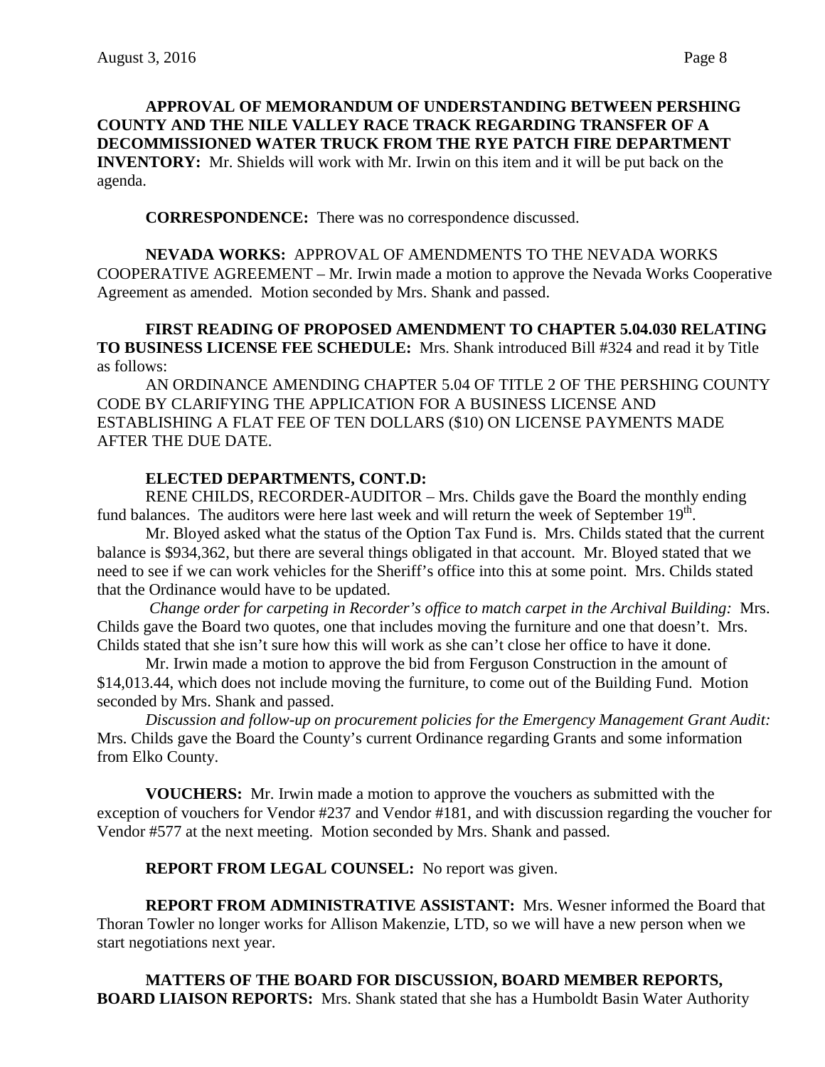**APPROVAL OF MEMORANDUM OF UNDERSTANDING BETWEEN PERSHING COUNTY AND THE NILE VALLEY RACE TRACK REGARDING TRANSFER OF A DECOMMISSIONED WATER TRUCK FROM THE RYE PATCH FIRE DEPARTMENT INVENTORY:** Mr. Shields will work with Mr. Irwin on this item and it will be put back on the agenda.

**CORRESPONDENCE:** There was no correspondence discussed.

**NEVADA WORKS:** APPROVAL OF AMENDMENTS TO THE NEVADA WORKS COOPERATIVE AGREEMENT – Mr. Irwin made a motion to approve the Nevada Works Cooperative Agreement as amended. Motion seconded by Mrs. Shank and passed.

**FIRST READING OF PROPOSED AMENDMENT TO CHAPTER 5.04.030 RELATING TO BUSINESS LICENSE FEE SCHEDULE:** Mrs. Shank introduced Bill #324 and read it by Title as follows:

AN ORDINANCE AMENDING CHAPTER 5.04 OF TITLE 2 OF THE PERSHING COUNTY CODE BY CLARIFYING THE APPLICATION FOR A BUSINESS LICENSE AND ESTABLISHING A FLAT FEE OF TEN DOLLARS ($10) ON LICENSE PAYMENTS MADE AFTER THE DUE DATE.

**ELECTED DEPARTMENTS, CONT.D:**

RENE CHILDS, RECORDER-AUDITOR – Mrs. Childs gave the Board the monthly ending fund balances. The auditors were here last week and will return the week of September 19th.

Mr. Bloyed asked what the status of the Option Tax Fund is. Mrs. Childs stated that the current balance is $934,362, but there are several things obligated in that account. Mr. Bloyed stated that we need to see if we can work vehicles for the Sheriff's office into this at some point. Mrs. Childs stated that the Ordinance would have to be updated.

*Change order for carpeting in Recorder's office to match carpet in the Archival Building:* Mrs. Childs gave the Board two quotes, one that includes moving the furniture and one that doesn't. Mrs. Childs stated that she isn't sure how this will work as she can't close her office to have it done.

Mr. Irwin made a motion to approve the bid from Ferguson Construction in the amount of $14,013.44, which does not include moving the furniture, to come out of the Building Fund. Motion seconded by Mrs. Shank and passed.

*Discussion and follow-up on procurement policies for the Emergency Management Grant Audit:* Mrs. Childs gave the Board the County's current Ordinance regarding Grants and some information from Elko County.

**VOUCHERS:** Mr. Irwin made a motion to approve the vouchers as submitted with the exception of vouchers for Vendor #237 and Vendor #181, and with discussion regarding the voucher for Vendor #577 at the next meeting. Motion seconded by Mrs. Shank and passed.

**REPORT FROM LEGAL COUNSEL:** No report was given.

**REPORT FROM ADMINISTRATIVE ASSISTANT:** Mrs. Wesner informed the Board that Thoran Towler no longer works for Allison Makenzie, LTD, so we will have a new person when we start negotiations next year.

**MATTERS OF THE BOARD FOR DISCUSSION, BOARD MEMBER REPORTS, BOARD LIAISON REPORTS:** Mrs. Shank stated that she has a Humboldt Basin Water Authority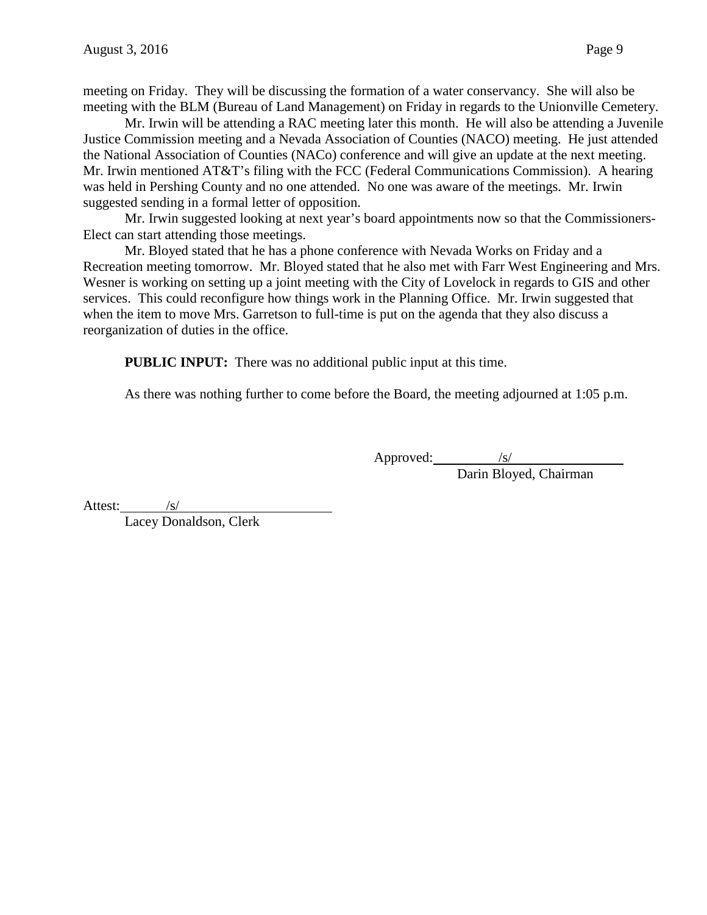meeting on Friday. They will be discussing the formation of a water conservancy. She will also be meeting with the BLM (Bureau of Land Management) on Friday in regards to the Unionville Cemetery.

Mr. Irwin will be attending a RAC meeting later this month. He will also be attending a Juvenile Justice Commission meeting and a Nevada Association of Counties (NACO) meeting. He just attended the National Association of Counties (NACo) conference and will give an update at the next meeting. Mr. Irwin mentioned AT&T's filing with the FCC (Federal Communications Commission). A hearing was held in Pershing County and no one attended. No one was aware of the meetings. Mr. Irwin suggested sending in a formal letter of opposition.

Mr. Irwin suggested looking at next year's board appointments now so that the Commissioners-Elect can start attending those meetings.

Mr. Bloyed stated that he has a phone conference with Nevada Works on Friday and a Recreation meeting tomorrow. Mr. Bloyed stated that he also met with Farr West Engineering and Mrs. Wesner is working on setting up a joint meeting with the City of Lovelock in regards to GIS and other services. This could reconfigure how things work in the Planning Office. Mr. Irwin suggested that when the item to move Mrs. Garretson to full-time is put on the agenda that they also discuss a reorganization of duties in the office.

**PUBLIC INPUT:** There was no additional public input at this time.

As there was nothing further to come before the Board, the meeting adjourned at 1:05 p.m.

Approved: /s/
Darin Bloyed, Chairman

Attest: /s/
Lacey Donaldson, Clerk